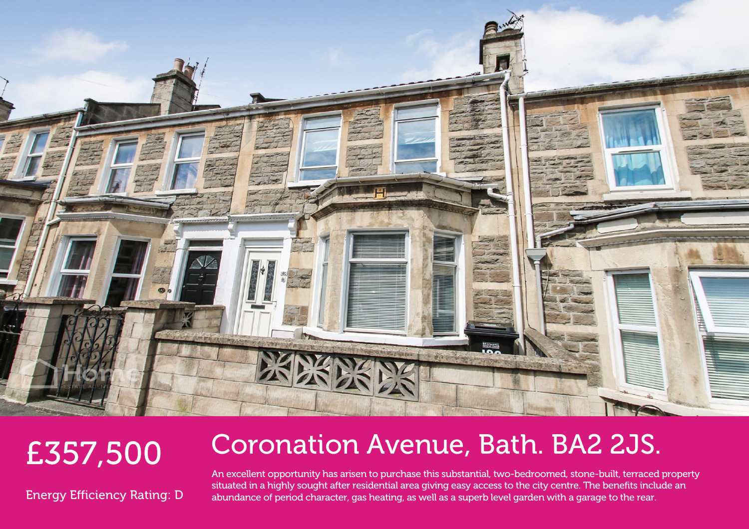# Coronation Avenue, Bath. BA2 2JS.

£357,500

Energy Efficiency Rating: D

An excellent opportunity has arisen to purchase this substantial, two-bedroomed, stone-built, terraced property situated in a highly sought after residential area giving easy access to the city centre. The benefits include an abundance of period character, gas heating, as well as a superb level garden with a garage to the rear.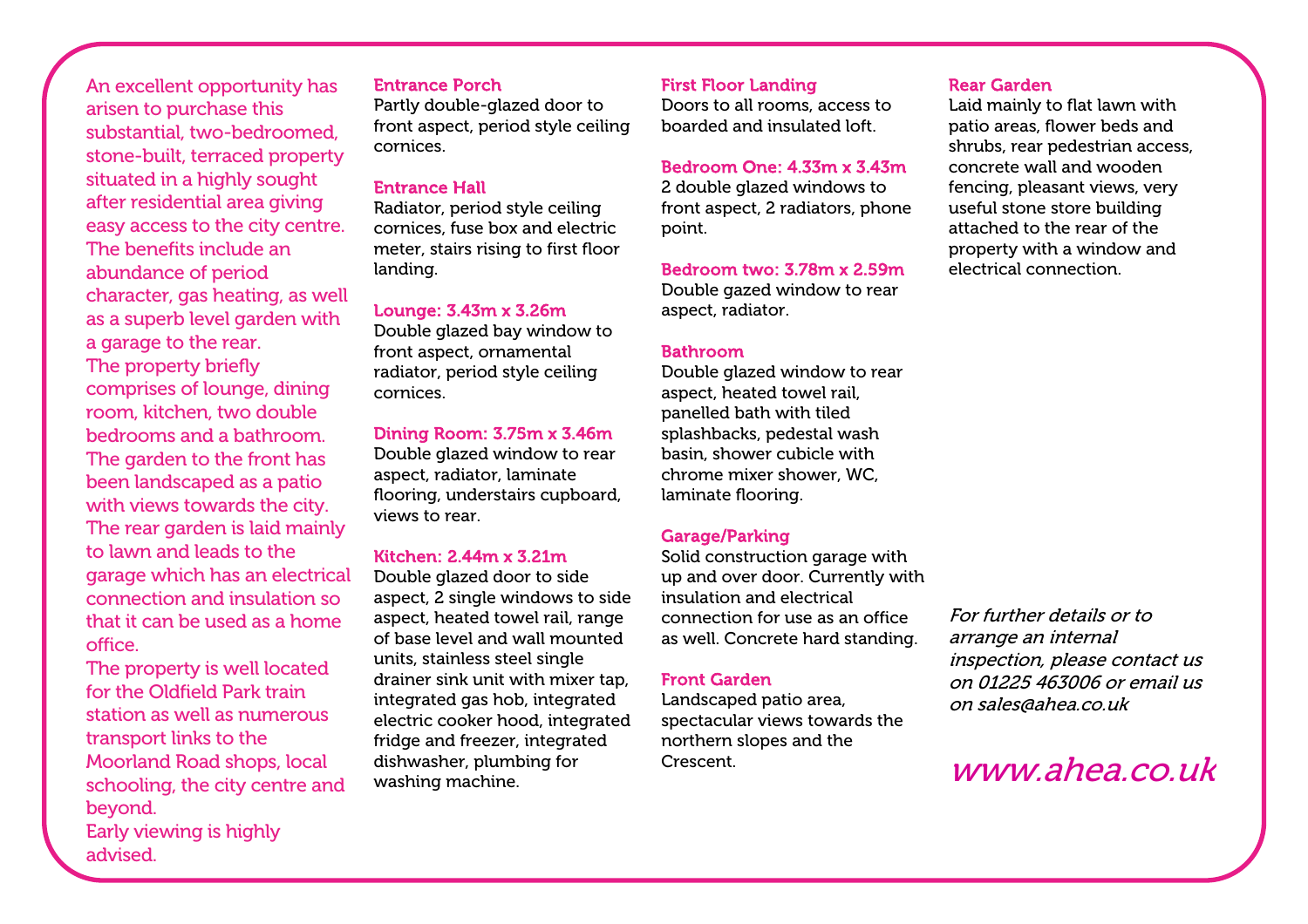An excellent opportunity has arisen to purchase this substantial, two-bedroomed, stone-built, terraced property situated in a highly sought after residential area giving easy access to the city centre. The benefits include an abundance of period character, gas heating, as well as a superb level garden with a garage to the rear.
The property briefly comprises of lounge, dining room, kitchen, two double bedrooms and a bathroom. The garden to the front has been landscaped as a patio with views towards the city. The rear garden is laid mainly to lawn and leads to the garage which has an electrical connection and insulation so that it can be used as a home office.
The property is well located for the Oldfield Park train station as well as numerous transport links to the Moorland Road shops, local schooling, the city centre and beyond.
Early viewing is highly advised.

### Entrance Porch
Partly double-glazed door to front aspect, period style ceiling cornices.

### Entrance Hall
Radiator, period style ceiling cornices, fuse box and electric meter, stairs rising to first floor landing.

### Lounge: 3.43m x 3.26m
Double glazed bay window to front aspect, ornamental radiator, period style ceiling cornices.

### Dining Room: 3.75m x 3.46m
Double glazed window to rear aspect, radiator, laminate flooring, understairs cupboard, views to rear.

### Kitchen: 2.44m x 3.21m
Double glazed door to side aspect, 2 single windows to side aspect, heated towel rail, range of base level and wall mounted units, stainless steel single drainer sink unit with mixer tap, integrated gas hob, integrated electric cooker hood, integrated fridge and freezer, integrated dishwasher, plumbing for washing machine.

### First Floor Landing
Doors to all rooms, access to boarded and insulated loft.

### Bedroom One: 4.33m x 3.43m
2 double glazed windows to front aspect, 2 radiators, phone point.

### Bedroom two: 3.78m x 2.59m
Double gazed window to rear aspect, radiator.

### Bathroom
Double glazed window to rear aspect, heated towel rail, panelled bath with tiled splashbacks, pedestal wash basin, shower cubicle with chrome mixer shower, WC, laminate flooring.

### Garage/Parking
Solid construction garage with up and over door. Currently with insulation and electrical connection for use as an office as well. Concrete hard standing.

### Front Garden
Landscaped patio area, spectacular views towards the northern slopes and the Crescent.

### Rear Garden
Laid mainly to flat lawn with patio areas, flower beds and shrubs, rear pedestrian access, concrete wall and wooden fencing, pleasant views, very useful stone store building attached to the rear of the property with a window and electrical connection.

*For further details or to arrange an internal inspection, please contact us on 01225 463006 or email us on sales@ahea.co.uk*

*www.ahea.co.uk*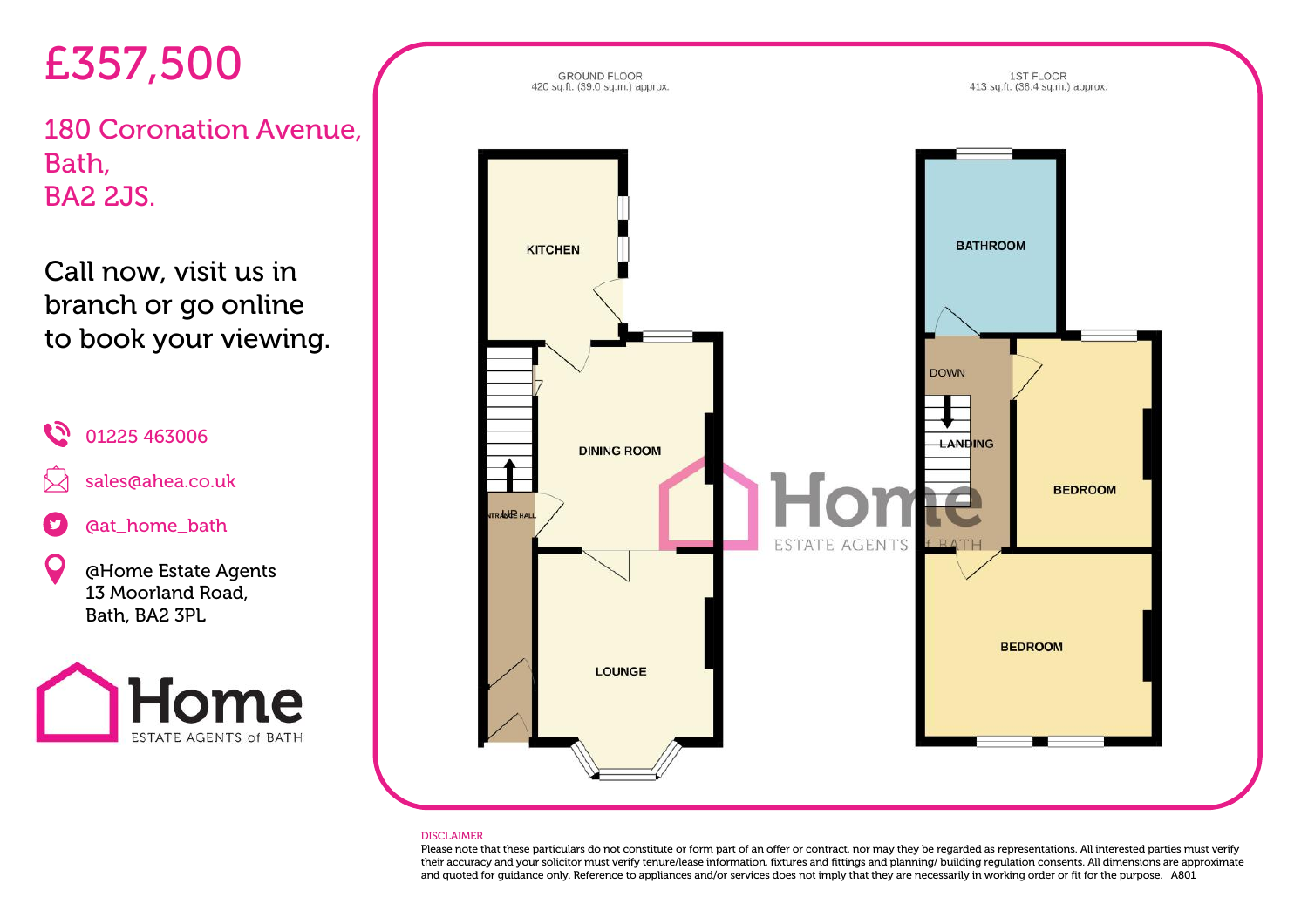# £357,500

## 180 Coronation Avenue, Bath, BA2 2JS.

Call now, visit us in branch or go online to book your viewing.

01225 463006

sales@ahea.co.uk

@at_home_bath

@Home Estate Agents
13 Moorland Road,
Bath, BA2 3PL

Home
ESTATE AGENTS of BATH

GROUND FLOOR
420 sq.ft. (39.0 sq.m.) approx.

KITCHEN

DINING ROOM

ENTRANCE HALL

UP

LOUNGE

1ST FLOOR
413 sq.ft. (38.4 sq.m.) approx.

BATHROOM

DOWN

LANDING

BEDROOM

BEDROOM

DISCLAIMER
Please note that these particulars do not constitute or form part of an offer or contract, nor may they be regarded as representations. All interested parties must verify their accuracy and your solicitor must verify tenure/lease information, fixtures and fittings and planning/ building regulation consents. All dimensions are approximate and quoted for guidance only. Reference to appliances and/or services does not imply that they are necessarily in working order or fit for the purpose. A801